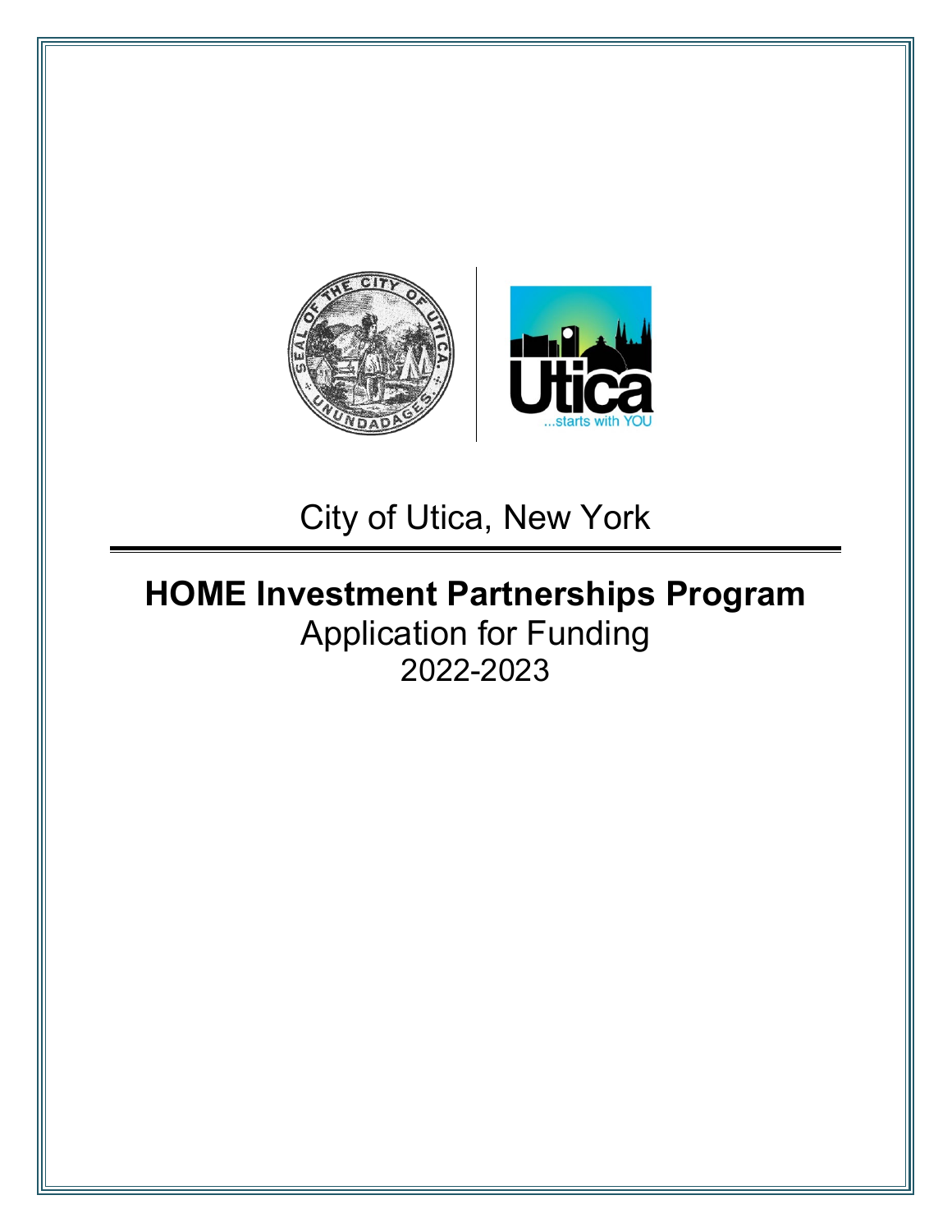City of Utica, New York

# HOME Investment Partnerships Program

Application for Funding

2022-2023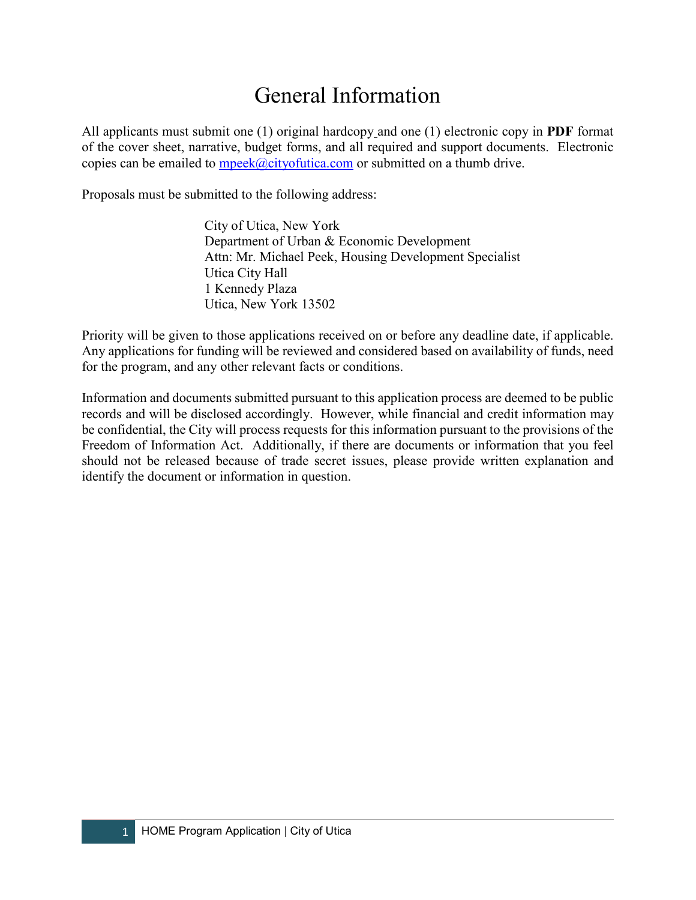# General Information

All applicants must submit one (1) original hardcopy and one (1) electronic copy in **PDF** format of the cover sheet, narrative, budget forms, and all required and support documents. Electronic copies can be emailed to mpeek@cityofutica.com or submitted on a thumb drive.

Proposals must be submitted to the following address:

> City of Utica, New York
> Department of Urban & Economic Development
> Attn: Mr. Michael Peek, Housing Development Specialist
> Utica City Hall
> 1 Kennedy Plaza
> Utica, New York 13502

Priority will be given to those applications received on or before any deadline date, if applicable. Any applications for funding will be reviewed and considered based on availability of funds, need for the program, and any other relevant facts or conditions.

Information and documents submitted pursuant to this application process are deemed to be public records and will be disclosed accordingly. However, while financial and credit information may be confidential, the City will process requests for this information pursuant to the provisions of the Freedom of Information Act. Additionally, if there are documents or information that you feel should not be released because of trade secret issues, please provide written explanation and identify the document or information in question.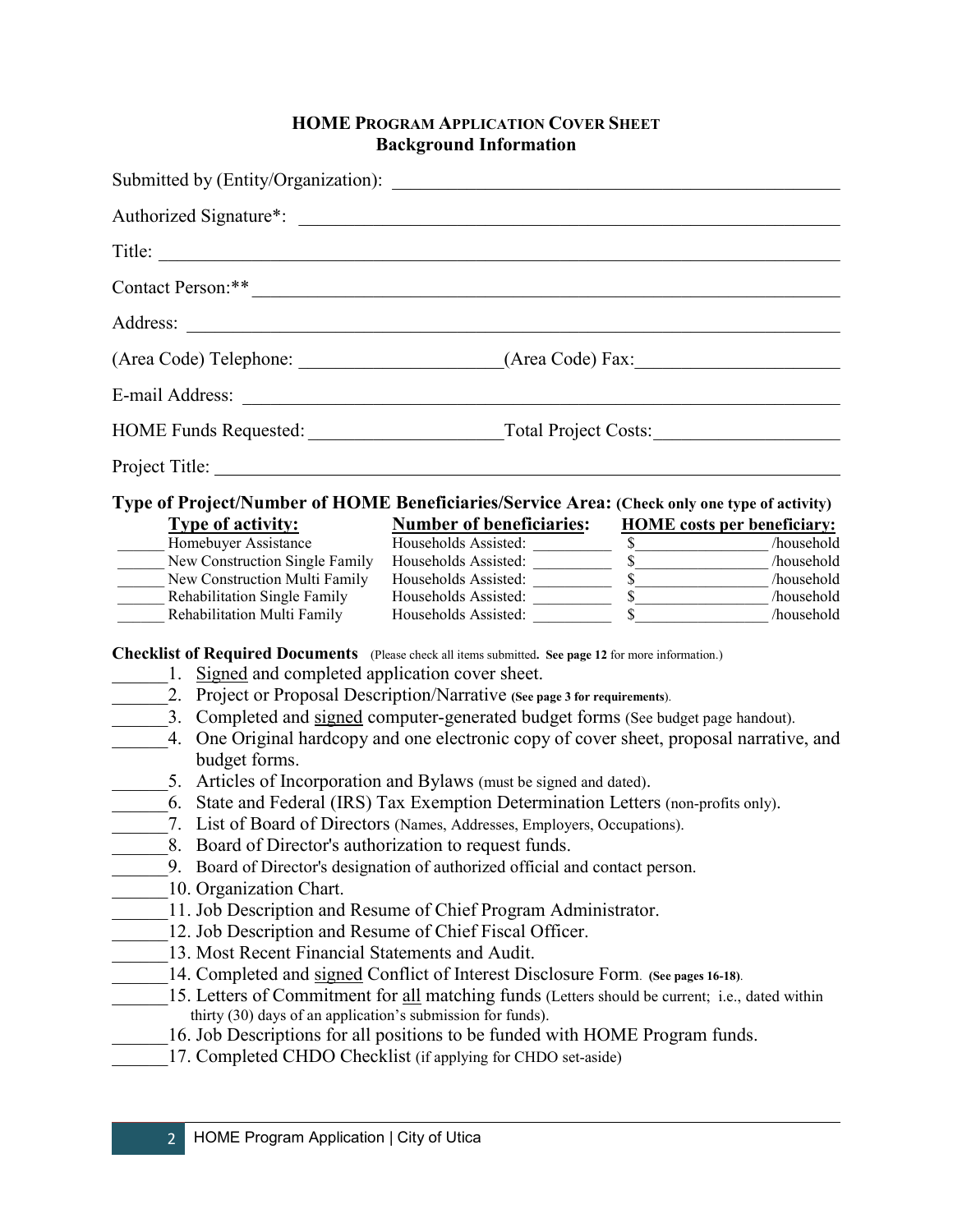# HOME PROGRAM APPLICATION COVER SHEET
## Background Information

Submitted by (Entity/Organization): ____________________________________________

Authorized Signature*: ____________________________________________

Title: ____________________________________________

Contact Person:** ____________________________________________

Address: ____________________________________________

(Area Code) Telephone: ______________________(Area Code) Fax:______________________

E-mail Address: ____________________________________________

HOME Funds Requested: ______________________Total Project Costs:_____________________

Project Title: ____________________________________________

**Type of Project/Number of HOME Beneficiaries/Service Area: (Check only one type of activity)**

| | Type of activity: | Number of beneficiaries: | HOME costs per beneficiary: |
|---|---|---|---|
| ______ | Homebuyer Assistance | Households Assisted: __________ | $_________________ /household |
| ______ | New Construction Single Family | Households Assisted: __________ | $_________________ /household |
| ______ | New Construction Multi Family | Households Assisted: __________ | $_________________ /household |
| ______ | Rehabilitation Single Family | Households Assisted: __________ | $_________________ /household |
| ______ | Rehabilitation Multi Family | Households Assisted: __________ | $_________________ /household |

**Checklist of Required Documents** (Please check all items submitted**. See page 12** for more information.)

______1. Signed and completed application cover sheet.
______2. Project or Proposal Description/Narrative **(See page 3 for requirements)**.
______3. Completed and signed computer-generated budget forms (See budget page handout).
______4. One Original hardcopy and one electronic copy of cover sheet, proposal narrative, and budget forms.
______5. Articles of Incorporation and Bylaws (must be signed and dated).
______6. State and Federal (IRS) Tax Exemption Determination Letters (non-profits only).
______7. List of Board of Directors (Names, Addresses, Employers, Occupations).
______8. Board of Director's authorization to request funds.
______9. Board of Director's designation of authorized official and contact person.
______10. Organization Chart.
______11. Job Description and Resume of Chief Program Administrator.
______12. Job Description and Resume of Chief Fiscal Officer.
______13. Most Recent Financial Statements and Audit.
______14. Completed and signed Conflict of Interest Disclosure Form. **(See pages 16-18)**.
______15. Letters of Commitment for all matching funds (Letters should be current; i.e., dated within thirty (30) days of an application's submission for funds).
______16. Job Descriptions for all positions to be funded with HOME Program funds.
______17. Completed CHDO Checklist (if applying for CHDO set-aside)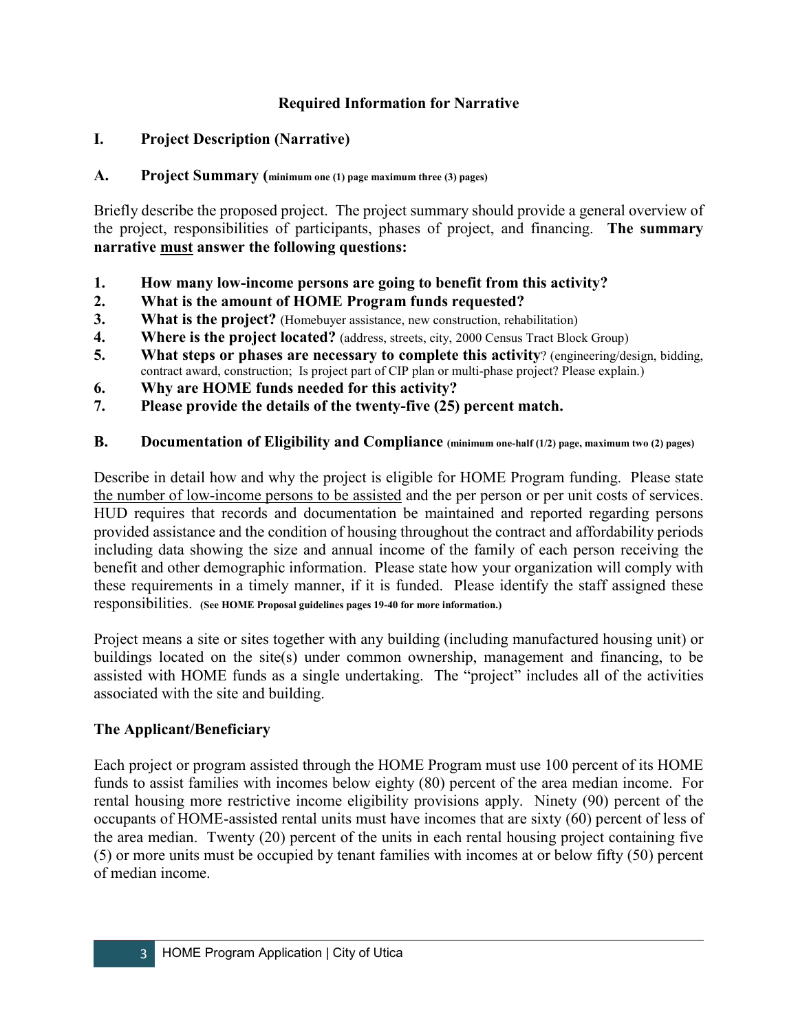## Required Information for Narrative

## I. Project Description (Narrative)

### A. Project Summary (minimum one (1) page maximum three (3) pages)

Briefly describe the proposed project. The project summary should provide a general overview of the project, responsibilities of participants, phases of project, and financing. **The summary narrative must answer the following questions:**

1. **How many low-income persons are going to benefit from this activity?**
2. **What is the amount of HOME Program funds requested?**
3. **What is the project?** (Homebuyer assistance, new construction, rehabilitation)
4. **Where is the project located?** (address, streets, city, 2000 Census Tract Block Group)
5. **What steps or phases are necessary to complete this activity**? (engineering/design, bidding, contract award, construction; Is project part of CIP plan or multi-phase project? Please explain.)
6. **Why are HOME funds needed for this activity?**
7. **Please provide the details of the twenty-five (25) percent match.**

### B. Documentation of Eligibility and Compliance (minimum one-half (1/2) page, maximum two (2) pages)

Describe in detail how and why the project is eligible for HOME Program funding. Please state the number of low-income persons to be assisted and the per person or per unit costs of services. HUD requires that records and documentation be maintained and reported regarding persons provided assistance and the condition of housing throughout the contract and affordability periods including data showing the size and annual income of the family of each person receiving the benefit and other demographic information. Please state how your organization will comply with these requirements in a timely manner, if it is funded. Please identify the staff assigned these responsibilities. **(See HOME Proposal guidelines pages 19-40 for more information.)**

Project means a site or sites together with any building (including manufactured housing unit) or buildings located on the site(s) under common ownership, management and financing, to be assisted with HOME funds as a single undertaking. The "project" includes all of the activities associated with the site and building.

**The Applicant/Beneficiary**

Each project or program assisted through the HOME Program must use 100 percent of its HOME funds to assist families with incomes below eighty (80) percent of the area median income. For rental housing more restrictive income eligibility provisions apply. Ninety (90) percent of the occupants of HOME-assisted rental units must have incomes that are sixty (60) percent of less of the area median. Twenty (20) percent of the units in each rental housing project containing five (5) or more units must be occupied by tenant families with incomes at or below fifty (50) percent of median income.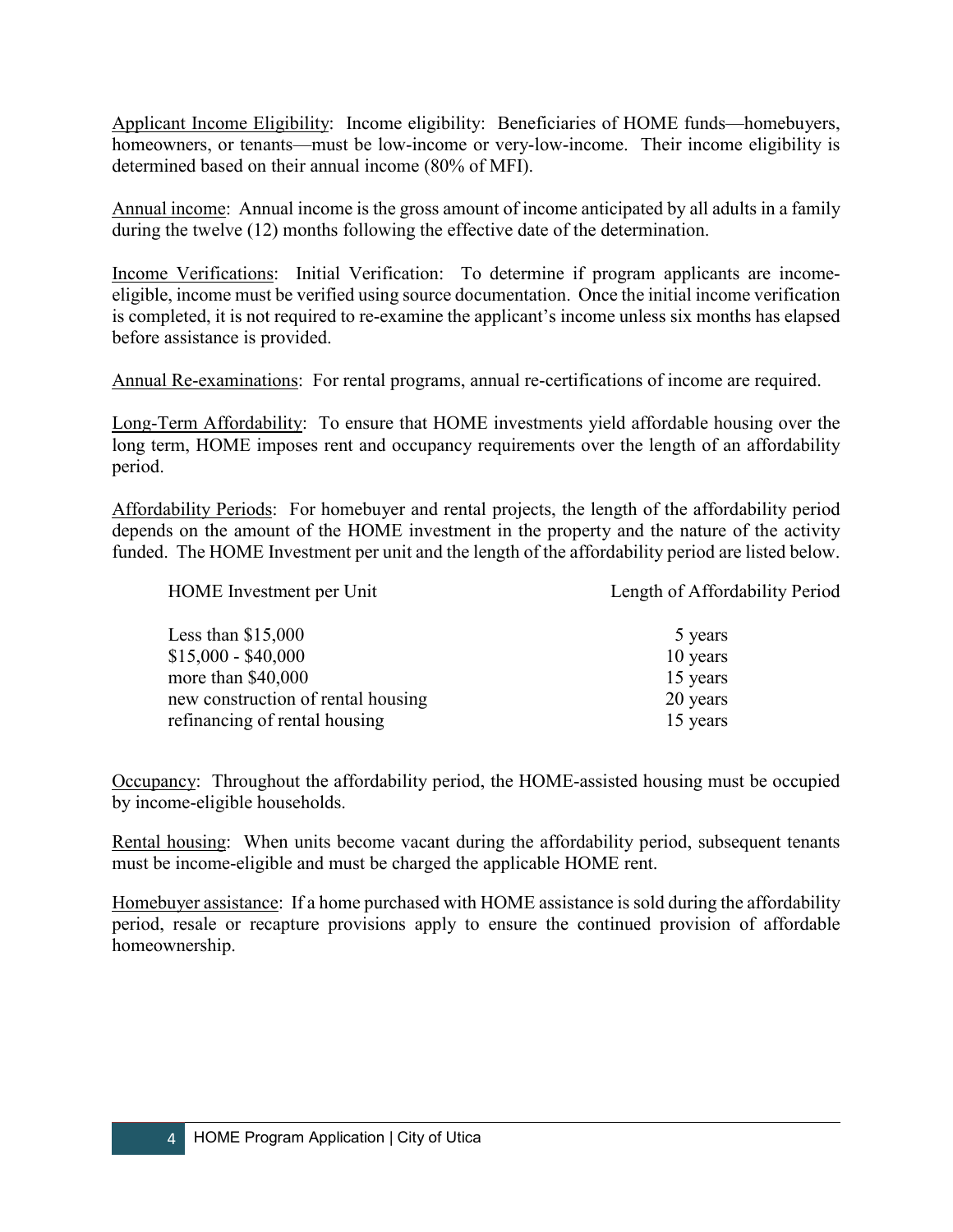Applicant Income Eligibility: Income eligibility: Beneficiaries of HOME funds—homebuyers, homeowners, or tenants—must be low-income or very-low-income. Their income eligibility is determined based on their annual income (80% of MFI).

Annual income: Annual income is the gross amount of income anticipated by all adults in a family during the twelve (12) months following the effective date of the determination.

Income Verifications: Initial Verification: To determine if program applicants are income-eligible, income must be verified using source documentation. Once the initial income verification is completed, it is not required to re-examine the applicant's income unless six months has elapsed before assistance is provided.

Annual Re-examinations: For rental programs, annual re-certifications of income are required.

Long-Term Affordability: To ensure that HOME investments yield affordable housing over the long term, HOME imposes rent and occupancy requirements over the length of an affordability period.

Affordability Periods: For homebuyer and rental projects, the length of the affordability period depends on the amount of the HOME investment in the property and the nature of the activity funded. The HOME Investment per unit and the length of the affordability period are listed below.

| HOME Investment per Unit | Length of Affordability Period |
|---|---|
| Less than $15,000 | 5 years |
| $15,000 - $40,000 | 10 years |
| more than $40,000 | 15 years |
| new construction of rental housing | 20 years |
| refinancing of rental housing | 15 years |

Occupancy: Throughout the affordability period, the HOME-assisted housing must be occupied by income-eligible households.

Rental housing: When units become vacant during the affordability period, subsequent tenants must be income-eligible and must be charged the applicable HOME rent.

Homebuyer assistance: If a home purchased with HOME assistance is sold during the affordability period, resale or recapture provisions apply to ensure the continued provision of affordable homeownership.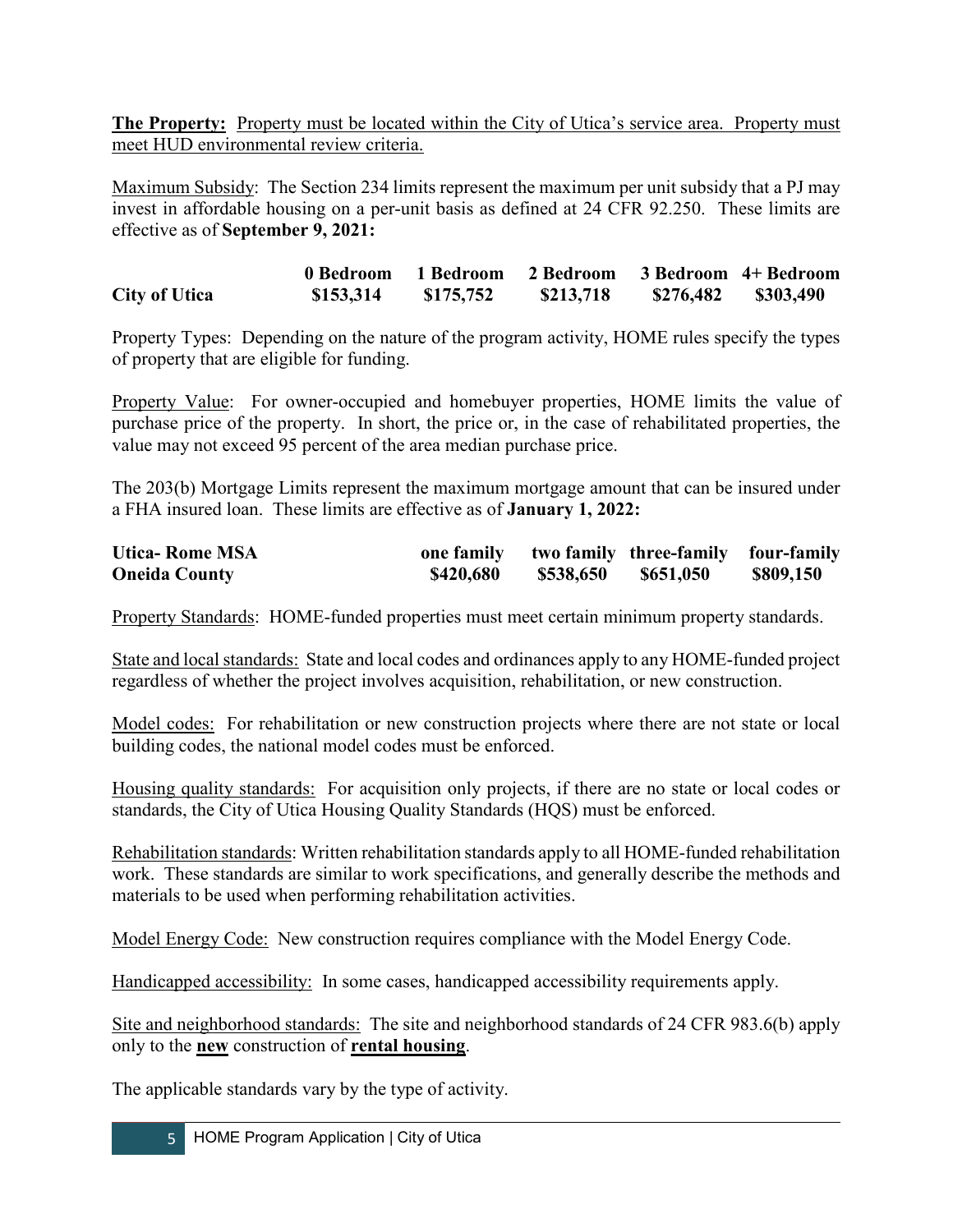**The Property:** Property must be located within the City of Utica's service area. Property must meet HUD environmental review criteria.

Maximum Subsidy: The Section 234 limits represent the maximum per unit subsidy that a PJ may invest in affordable housing on a per-unit basis as defined at 24 CFR 92.250. These limits are effective as of **September 9, 2021:**

| | 0 Bedroom | 1 Bedroom | 2 Bedroom | 3 Bedroom | 4+ Bedroom |
|---|---|---|---|---|---|
| **City of Utica** | $153,314 | $175,752 | $213,718 | $276,482 | $303,490 |

Property Types: Depending on the nature of the program activity, HOME rules specify the types of property that are eligible for funding.

Property Value: For owner-occupied and homebuyer properties, HOME limits the value of purchase price of the property. In short, the price or, in the case of rehabilitated properties, the value may not exceed 95 percent of the area median purchase price.

The 203(b) Mortgage Limits represent the maximum mortgage amount that can be insured under a FHA insured loan. These limits are effective as of **January 1, 2022:**

| **Utica- Rome MSA** | one family | two family | three-family | four-family |
|---|---|---|---|---|
| **Oneida County** | $420,680 | $538,650 | $651,050 | $809,150 |

Property Standards: HOME-funded properties must meet certain minimum property standards.

State and local standards: State and local codes and ordinances apply to any HOME-funded project regardless of whether the project involves acquisition, rehabilitation, or new construction.

Model codes: For rehabilitation or new construction projects where there are not state or local building codes, the national model codes must be enforced.

Housing quality standards: For acquisition only projects, if there are no state or local codes or standards, the City of Utica Housing Quality Standards (HQS) must be enforced.

Rehabilitation standards: Written rehabilitation standards apply to all HOME-funded rehabilitation work. These standards are similar to work specifications, and generally describe the methods and materials to be used when performing rehabilitation activities.

Model Energy Code: New construction requires compliance with the Model Energy Code.

Handicapped accessibility: In some cases, handicapped accessibility requirements apply.

Site and neighborhood standards: The site and neighborhood standards of 24 CFR 983.6(b) apply only to the **new** construction of **rental housing**.

The applicable standards vary by the type of activity.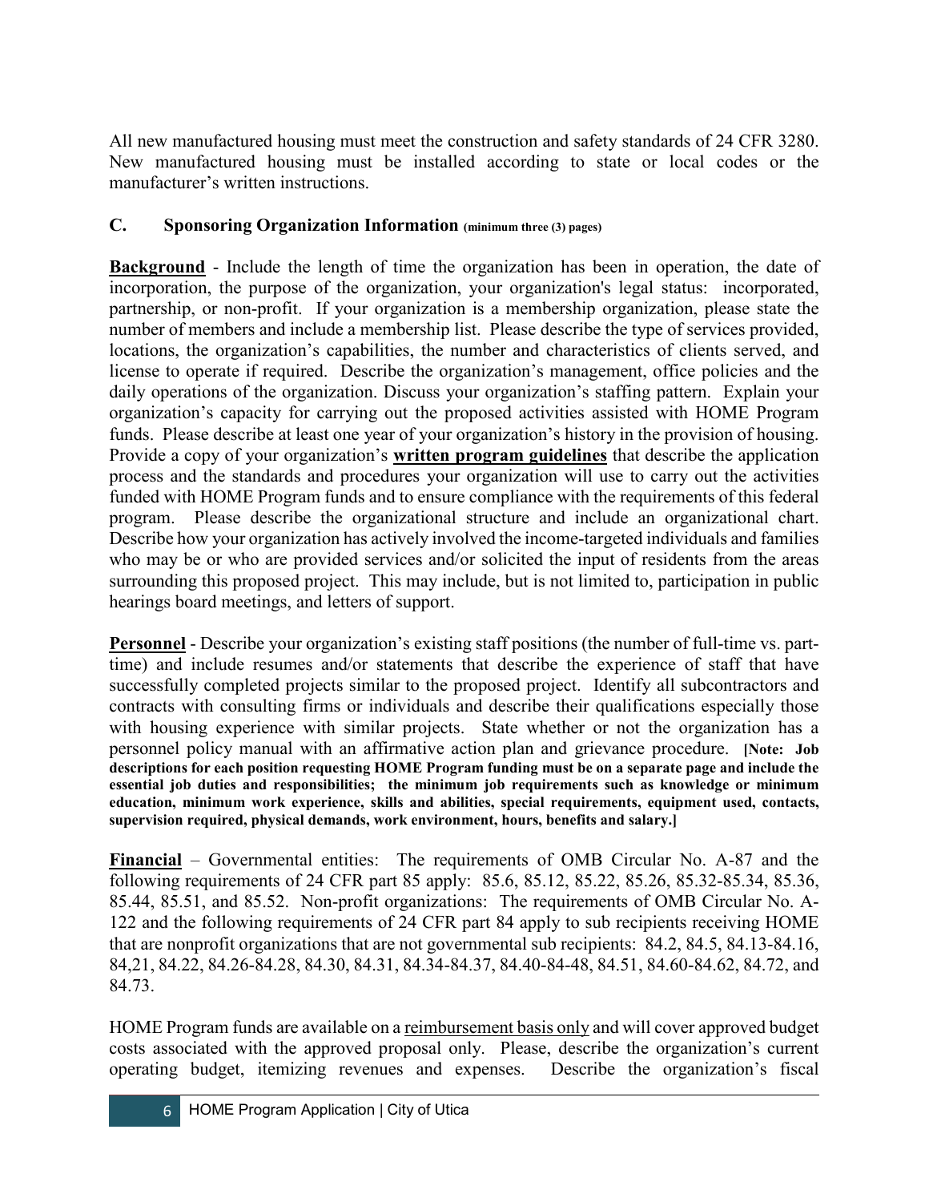All new manufactured housing must meet the construction and safety standards of 24 CFR 3280. New manufactured housing must be installed according to state or local codes or the manufacturer's written instructions.

### C. Sponsoring Organization Information (minimum three (3) pages)

**Background** - Include the length of time the organization has been in operation, the date of incorporation, the purpose of the organization, your organization's legal status: incorporated, partnership, or non-profit. If your organization is a membership organization, please state the number of members and include a membership list. Please describe the type of services provided, locations, the organization's capabilities, the number and characteristics of clients served, and license to operate if required. Describe the organization's management, office policies and the daily operations of the organization. Discuss your organization's staffing pattern. Explain your organization's capacity for carrying out the proposed activities assisted with HOME Program funds. Please describe at least one year of your organization's history in the provision of housing. Provide a copy of your organization's **written program guidelines** that describe the application process and the standards and procedures your organization will use to carry out the activities funded with HOME Program funds and to ensure compliance with the requirements of this federal program. Please describe the organizational structure and include an organizational chart. Describe how your organization has actively involved the income-targeted individuals and families who may be or who are provided services and/or solicited the input of residents from the areas surrounding this proposed project. This may include, but is not limited to, participation in public hearings board meetings, and letters of support.

**Personnel** - Describe your organization's existing staff positions (the number of full-time vs. part-time) and include resumes and/or statements that describe the experience of staff that have successfully completed projects similar to the proposed project. Identify all subcontractors and contracts with consulting firms or individuals and describe their qualifications especially those with housing experience with similar projects. State whether or not the organization has a personnel policy manual with an affirmative action plan and grievance procedure. **[Note: Job descriptions for each position requesting HOME Program funding must be on a separate page and include the essential job duties and responsibilities; the minimum job requirements such as knowledge or minimum education, minimum work experience, skills and abilities, special requirements, equipment used, contacts, supervision required, physical demands, work environment, hours, benefits and salary.]**

**Financial** – Governmental entities: The requirements of OMB Circular No. A-87 and the following requirements of 24 CFR part 85 apply: 85.6, 85.12, 85.22, 85.26, 85.32-85.34, 85.36, 85.44, 85.51, and 85.52. Non-profit organizations: The requirements of OMB Circular No. A-122 and the following requirements of 24 CFR part 84 apply to sub recipients receiving HOME that are nonprofit organizations that are not governmental sub recipients: 84.2, 84.5, 84.13-84.16, 84,21, 84.22, 84.26-84.28, 84.30, 84.31, 84.34-84.37, 84.40-84-48, 84.51, 84.60-84.62, 84.72, and 84.73.

HOME Program funds are available on a reimbursement basis only and will cover approved budget costs associated with the approved proposal only. Please, describe the organization's current operating budget, itemizing revenues and expenses. Describe the organization's fiscal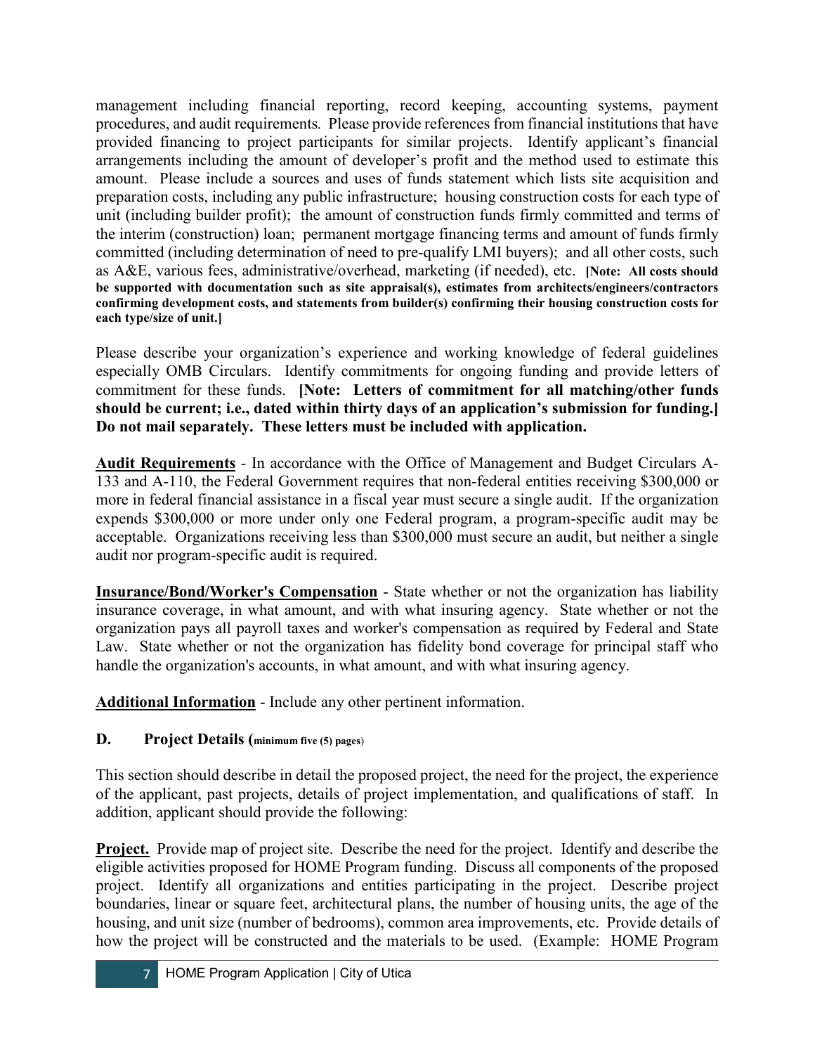management including financial reporting, record keeping, accounting systems, payment procedures, and audit requirements. Please provide references from financial institutions that have provided financing to project participants for similar projects. Identify applicant's financial arrangements including the amount of developer's profit and the method used to estimate this amount. Please include a sources and uses of funds statement which lists site acquisition and preparation costs, including any public infrastructure; housing construction costs for each type of unit (including builder profit); the amount of construction funds firmly committed and terms of the interim (construction) loan; permanent mortgage financing terms and amount of funds firmly committed (including determination of need to pre-qualify LMI buyers); and all other costs, such as A&E, various fees, administrative/overhead, marketing (if needed), etc. **[Note: All costs should be supported with documentation such as site appraisal(s), estimates from architects/engineers/contractors confirming development costs, and statements from builder(s) confirming their housing construction costs for each type/size of unit.]**

Please describe your organization's experience and working knowledge of federal guidelines especially OMB Circulars. Identify commitments for ongoing funding and provide letters of commitment for these funds. **[Note: Letters of commitment for all matching/other funds should be current; i.e., dated within thirty days of an application's submission for funding.] Do not mail separately. These letters must be included with application.**

**Audit Requirements** - In accordance with the Office of Management and Budget Circulars A-133 and A-110, the Federal Government requires that non-federal entities receiving $300,000 or more in federal financial assistance in a fiscal year must secure a single audit. If the organization expends $300,000 or more under only one Federal program, a program-specific audit may be acceptable. Organizations receiving less than $300,000 must secure an audit, but neither a single audit nor program-specific audit is required.

**Insurance/Bond/Worker's Compensation** - State whether or not the organization has liability insurance coverage, in what amount, and with what insuring agency. State whether or not the organization pays all payroll taxes and worker's compensation as required by Federal and State Law. State whether or not the organization has fidelity bond coverage for principal staff who handle the organization's accounts, in what amount, and with what insuring agency.

**Additional Information** - Include any other pertinent information.

## D. Project Details (minimum five (5) pages)

This section should describe in detail the proposed project, the need for the project, the experience of the applicant, past projects, details of project implementation, and qualifications of staff. In addition, applicant should provide the following:

**Project.** Provide map of project site. Describe the need for the project. Identify and describe the eligible activities proposed for HOME Program funding. Discuss all components of the proposed project. Identify all organizations and entities participating in the project. Describe project boundaries, linear or square feet, architectural plans, the number of housing units, the age of the housing, and unit size (number of bedrooms), common area improvements, etc. Provide details of how the project will be constructed and the materials to be used. (Example: HOME Program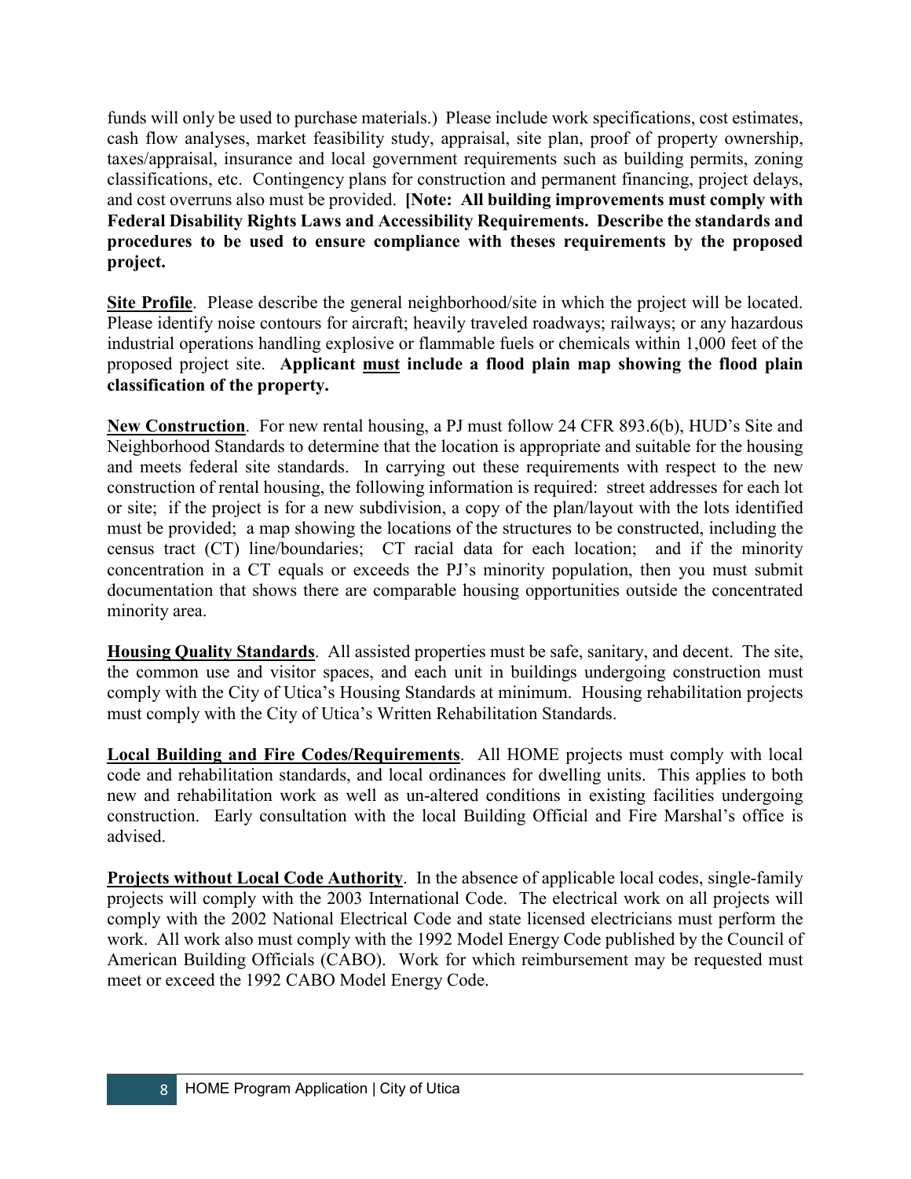funds will only be used to purchase materials.) Please include work specifications, cost estimates, cash flow analyses, market feasibility study, appraisal, site plan, proof of property ownership, taxes/appraisal, insurance and local government requirements such as building permits, zoning classifications, etc. Contingency plans for construction and permanent financing, project delays, and cost overruns also must be provided. **[Note: All building improvements must comply with Federal Disability Rights Laws and Accessibility Requirements. Describe the standards and procedures to be used to ensure compliance with theses requirements by the proposed project.**

**Site Profile**. Please describe the general neighborhood/site in which the project will be located. Please identify noise contours for aircraft; heavily traveled roadways; railways; or any hazardous industrial operations handling explosive or flammable fuels or chemicals within 1,000 feet of the proposed project site. **Applicant must include a flood plain map showing the flood plain classification of the property.**

**New Construction**. For new rental housing, a PJ must follow 24 CFR 893.6(b), HUD's Site and Neighborhood Standards to determine that the location is appropriate and suitable for the housing and meets federal site standards. In carrying out these requirements with respect to the new construction of rental housing, the following information is required: street addresses for each lot or site; if the project is for a new subdivision, a copy of the plan/layout with the lots identified must be provided; a map showing the locations of the structures to be constructed, including the census tract (CT) line/boundaries; CT racial data for each location; and if the minority concentration in a CT equals or exceeds the PJ's minority population, then you must submit documentation that shows there are comparable housing opportunities outside the concentrated minority area.

**Housing Quality Standards**. All assisted properties must be safe, sanitary, and decent. The site, the common use and visitor spaces, and each unit in buildings undergoing construction must comply with the City of Utica's Housing Standards at minimum. Housing rehabilitation projects must comply with the City of Utica's Written Rehabilitation Standards.

**Local Building and Fire Codes/Requirements**. All HOME projects must comply with local code and rehabilitation standards, and local ordinances for dwelling units. This applies to both new and rehabilitation work as well as un-altered conditions in existing facilities undergoing construction. Early consultation with the local Building Official and Fire Marshal's office is advised.

**Projects without Local Code Authority**. In the absence of applicable local codes, single-family projects will comply with the 2003 International Code. The electrical work on all projects will comply with the 2002 National Electrical Code and state licensed electricians must perform the work. All work also must comply with the 1992 Model Energy Code published by the Council of American Building Officials (CABO). Work for which reimbursement may be requested must meet or exceed the 1992 CABO Model Energy Code.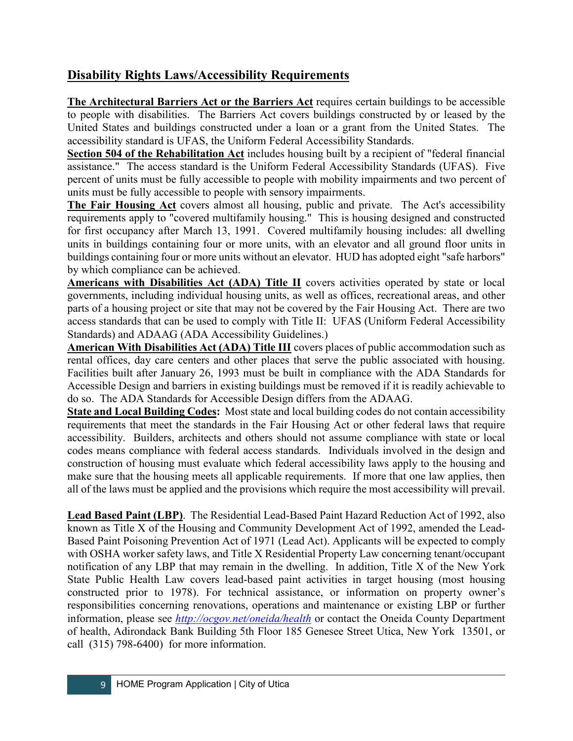## Disability Rights Laws/Accessibility Requirements

**The Architectural Barriers Act or the Barriers Act** requires certain buildings to be accessible to people with disabilities. The Barriers Act covers buildings constructed by or leased by the United States and buildings constructed under a loan or a grant from the United States. The accessibility standard is UFAS, the Uniform Federal Accessibility Standards.

**Section 504 of the Rehabilitation Act** includes housing built by a recipient of "federal financial assistance." The access standard is the Uniform Federal Accessibility Standards (UFAS). Five percent of units must be fully accessible to people with mobility impairments and two percent of units must be fully accessible to people with sensory impairments.

**The Fair Housing Act** covers almost all housing, public and private. The Act's accessibility requirements apply to "covered multifamily housing." This is housing designed and constructed for first occupancy after March 13, 1991. Covered multifamily housing includes: all dwelling units in buildings containing four or more units, with an elevator and all ground floor units in buildings containing four or more units without an elevator. HUD has adopted eight "safe harbors" by which compliance can be achieved.

**Americans with Disabilities Act (ADA) Title II** covers activities operated by state or local governments, including individual housing units, as well as offices, recreational areas, and other parts of a housing project or site that may not be covered by the Fair Housing Act. There are two access standards that can be used to comply with Title II: UFAS (Uniform Federal Accessibility Standards) and ADAAG (ADA Accessibility Guidelines.)

**American With Disabilities Act (ADA) Title III** covers places of public accommodation such as rental offices, day care centers and other places that serve the public associated with housing. Facilities built after January 26, 1993 must be built in compliance with the ADA Standards for Accessible Design and barriers in existing buildings must be removed if it is readily achievable to do so. The ADA Standards for Accessible Design differs from the ADAAG.

**State and Local Building Codes:** Most state and local building codes do not contain accessibility requirements that meet the standards in the Fair Housing Act or other federal laws that require accessibility. Builders, architects and others should not assume compliance with state or local codes means compliance with federal access standards. Individuals involved in the design and construction of housing must evaluate which federal accessibility laws apply to the housing and make sure that the housing meets all applicable requirements. If more that one law applies, then all of the laws must be applied and the provisions which require the most accessibility will prevail.

**Lead Based Paint (LBP)**. The Residential Lead-Based Paint Hazard Reduction Act of 1992, also known as Title X of the Housing and Community Development Act of 1992, amended the Lead-Based Paint Poisoning Prevention Act of 1971 (Lead Act). Applicants will be expected to comply with OSHA worker safety laws, and Title X Residential Property Law concerning tenant/occupant notification of any LBP that may remain in the dwelling. In addition, Title X of the New York State Public Health Law covers lead-based paint activities in target housing (most housing constructed prior to 1978). For technical assistance, or information on property owner's responsibilities concerning renovations, operations and maintenance or existing LBP or further information, please see *http://ocgov.net/oneida/health* or contact the Oneida County Department of health, Adirondack Bank Building 5th Floor 185 Genesee Street Utica, New York 13501, or call (315) 798-6400) for more information.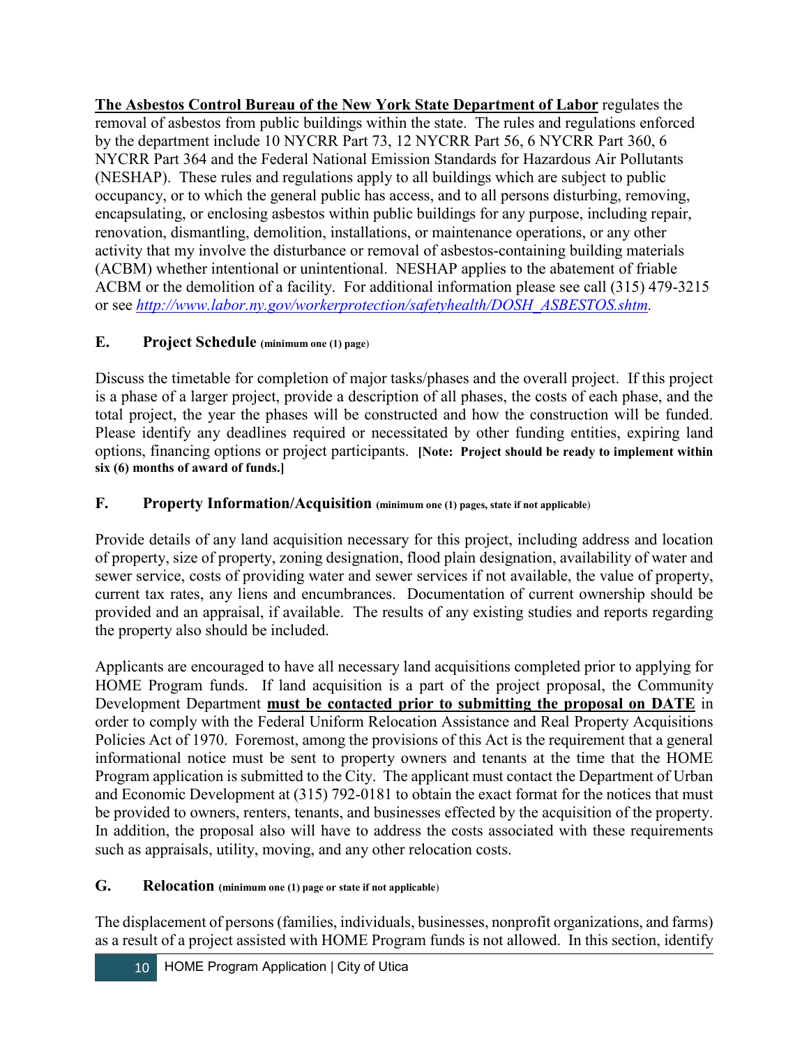**<u>The Asbestos Control Bureau of the New York State Department of Labor</u>** regulates the removal of asbestos from public buildings within the state. The rules and regulations enforced by the department include 10 NYCRR Part 73, 12 NYCRR Part 56, 6 NYCRR Part 360, 6 NYCRR Part 364 and the Federal National Emission Standards for Hazardous Air Pollutants (NESHAP). These rules and regulations apply to all buildings which are subject to public occupancy, or to which the general public has access, and to all persons disturbing, removing, encapsulating, or enclosing asbestos within public buildings for any purpose, including repair, renovation, dismantling, demolition, installations, or maintenance operations, or any other activity that my involve the disturbance or removal of asbestos-containing building materials (ACBM) whether intentional or unintentional. NESHAP applies to the abatement of friable ACBM or the demolition of a facility. For additional information please see call (315) 479-3215 or see *http://www.labor.ny.gov/workerprotection/safetyhealth/DOSH_ASBESTOS.shtm.*

### E. Project Schedule (minimum one (1) page)

Discuss the timetable for completion of major tasks/phases and the overall project. If this project is a phase of a larger project, provide a description of all phases, the costs of each phase, and the total project, the year the phases will be constructed and how the construction will be funded. Please identify any deadlines required or necessitated by other funding entities, expiring land options, financing options or project participants. **[Note: Project should be ready to implement within six (6) months of award of funds.]**

### F. Property Information/Acquisition (minimum one (1) pages, state if not applicable)

Provide details of any land acquisition necessary for this project, including address and location of property, size of property, zoning designation, flood plain designation, availability of water and sewer service, costs of providing water and sewer services if not available, the value of property, current tax rates, any liens and encumbrances. Documentation of current ownership should be provided and an appraisal, if available. The results of any existing studies and reports regarding the property also should be included.

Applicants are encouraged to have all necessary land acquisitions completed prior to applying for HOME Program funds. If land acquisition is a part of the project proposal, the Community Development Department **<u>must be contacted prior to submitting the proposal on DATE</u>** in order to comply with the Federal Uniform Relocation Assistance and Real Property Acquisitions Policies Act of 1970. Foremost, among the provisions of this Act is the requirement that a general informational notice must be sent to property owners and tenants at the time that the HOME Program application is submitted to the City. The applicant must contact the Department of Urban and Economic Development at (315) 792-0181 to obtain the exact format for the notices that must be provided to owners, renters, tenants, and businesses effected by the acquisition of the property. In addition, the proposal also will have to address the costs associated with these requirements such as appraisals, utility, moving, and any other relocation costs.

### G. Relocation (minimum one (1) page or state if not applicable)

The displacement of persons (families, individuals, businesses, nonprofit organizations, and farms) as a result of a project assisted with HOME Program funds is not allowed. In this section, identify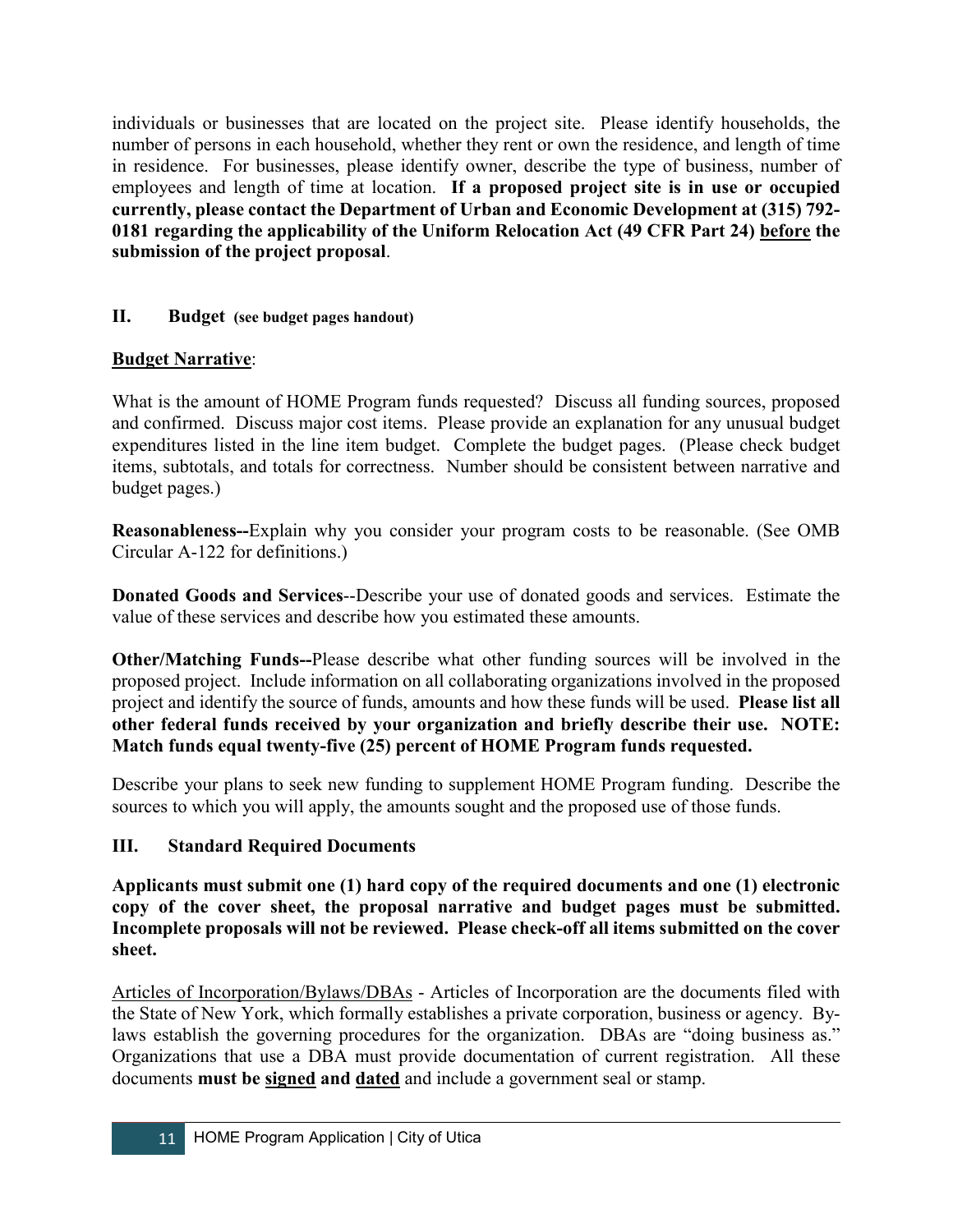individuals or businesses that are located on the project site. Please identify households, the number of persons in each household, whether they rent or own the residence, and length of time in residence. For businesses, please identify owner, describe the type of business, number of employees and length of time at location. **If a proposed project site is in use or occupied currently, please contact the Department of Urban and Economic Development at (315) 792-0181 regarding the applicability of the Uniform Relocation Act (49 CFR Part 24) <u>before</u> the submission of the project proposal**.

## II. Budget (see budget pages handout)

**<u>Budget Narrative</u>**:

What is the amount of HOME Program funds requested? Discuss all funding sources, proposed and confirmed. Discuss major cost items. Please provide an explanation for any unusual budget expenditures listed in the line item budget. Complete the budget pages. (Please check budget items, subtotals, and totals for correctness. Number should be consistent between narrative and budget pages.)

**Reasonableness--**Explain why you consider your program costs to be reasonable. (See OMB Circular A-122 for definitions.)

**Donated Goods and Services**--Describe your use of donated goods and services. Estimate the value of these services and describe how you estimated these amounts.

**Other/Matching Funds--**Please describe what other funding sources will be involved in the proposed project. Include information on all collaborating organizations involved in the proposed project and identify the source of funds, amounts and how these funds will be used. **Please list all other federal funds received by your organization and briefly describe their use. NOTE: Match funds equal twenty-five (25) percent of HOME Program funds requested.**

Describe your plans to seek new funding to supplement HOME Program funding. Describe the sources to which you will apply, the amounts sought and the proposed use of those funds.

## III. Standard Required Documents

**Applicants must submit one (1) hard copy of the required documents and one (1) electronic copy of the cover sheet, the proposal narrative and budget pages must be submitted. Incomplete proposals will not be reviewed. Please check-off all items submitted on the cover sheet.**

<u>Articles of Incorporation/Bylaws/DBAs</u> - Articles of Incorporation are the documents filed with the State of New York, which formally establishes a private corporation, business or agency. By-laws establish the governing procedures for the organization. DBAs are "doing business as." Organizations that use a DBA must provide documentation of current registration. All these documents **must be <u>signed</u> and <u>dated</u>** and include a government seal or stamp.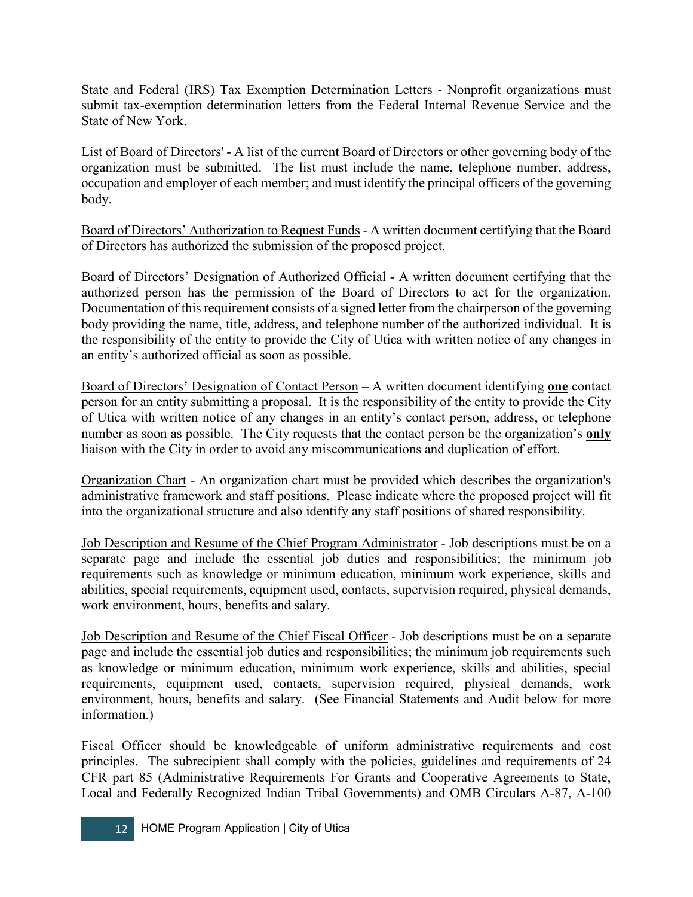<u>State and Federal (IRS) Tax Exemption Determination Letters</u> - Nonprofit organizations must submit tax-exemption determination letters from the Federal Internal Revenue Service and the State of New York.

<u>List of Board of Directors'</u> - A list of the current Board of Directors or other governing body of the organization must be submitted. The list must include the name, telephone number, address, occupation and employer of each member; and must identify the principal officers of the governing body.

<u>Board of Directors' Authorization to Request Funds</u> - A written document certifying that the Board of Directors has authorized the submission of the proposed project.

<u>Board of Directors' Designation of Authorized Official</u> - A written document certifying that the authorized person has the permission of the Board of Directors to act for the organization. Documentation of this requirement consists of a signed letter from the chairperson of the governing body providing the name, title, address, and telephone number of the authorized individual. It is the responsibility of the entity to provide the City of Utica with written notice of any changes in an entity's authorized official as soon as possible.

<u>Board of Directors' Designation of Contact Person</u> – A written document identifying <u>**one**</u> contact person for an entity submitting a proposal. It is the responsibility of the entity to provide the City of Utica with written notice of any changes in an entity's contact person, address, or telephone number as soon as possible. The City requests that the contact person be the organization's <u>**only**</u> liaison with the City in order to avoid any miscommunications and duplication of effort.

<u>Organization Chart</u> - An organization chart must be provided which describes the organization's administrative framework and staff positions. Please indicate where the proposed project will fit into the organizational structure and also identify any staff positions of shared responsibility.

<u>Job Description and Resume of the Chief Program Administrator</u> - Job descriptions must be on a separate page and include the essential job duties and responsibilities; the minimum job requirements such as knowledge or minimum education, minimum work experience, skills and abilities, special requirements, equipment used, contacts, supervision required, physical demands, work environment, hours, benefits and salary.

<u>Job Description and Resume of the Chief Fiscal Officer</u> - Job descriptions must be on a separate page and include the essential job duties and responsibilities; the minimum job requirements such as knowledge or minimum education, minimum work experience, skills and abilities, special requirements, equipment used, contacts, supervision required, physical demands, work environment, hours, benefits and salary. (See Financial Statements and Audit below for more information.)

Fiscal Officer should be knowledgeable of uniform administrative requirements and cost principles. The subrecipient shall comply with the policies, guidelines and requirements of 24 CFR part 85 (Administrative Requirements For Grants and Cooperative Agreements to State, Local and Federally Recognized Indian Tribal Governments) and OMB Circulars A-87, A-100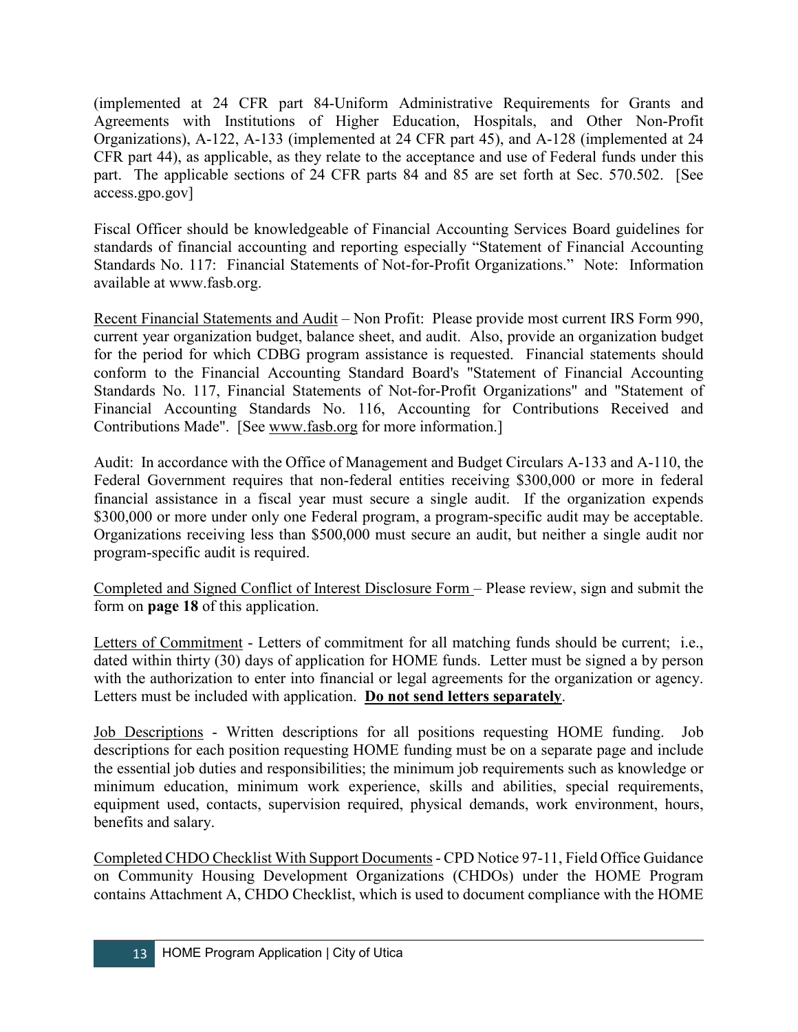(implemented at 24 CFR part 84-Uniform Administrative Requirements for Grants and Agreements with Institutions of Higher Education, Hospitals, and Other Non-Profit Organizations), A-122, A-133 (implemented at 24 CFR part 45), and A-128 (implemented at 24 CFR part 44), as applicable, as they relate to the acceptance and use of Federal funds under this part. The applicable sections of 24 CFR parts 84 and 85 are set forth at Sec. 570.502. [See access.gpo.gov]

Fiscal Officer should be knowledgeable of Financial Accounting Services Board guidelines for standards of financial accounting and reporting especially "Statement of Financial Accounting Standards No. 117: Financial Statements of Not-for-Profit Organizations." Note: Information available at www.fasb.org.

Recent Financial Statements and Audit – Non Profit: Please provide most current IRS Form 990, current year organization budget, balance sheet, and audit. Also, provide an organization budget for the period for which CDBG program assistance is requested. Financial statements should conform to the Financial Accounting Standard Board's "Statement of Financial Accounting Standards No. 117, Financial Statements of Not-for-Profit Organizations" and "Statement of Financial Accounting Standards No. 116, Accounting for Contributions Received and Contributions Made". [See www.fasb.org for more information.]

Audit: In accordance with the Office of Management and Budget Circulars A-133 and A-110, the Federal Government requires that non-federal entities receiving $300,000 or more in federal financial assistance in a fiscal year must secure a single audit. If the organization expends $300,000 or more under only one Federal program, a program-specific audit may be acceptable. Organizations receiving less than $500,000 must secure an audit, but neither a single audit nor program-specific audit is required.

Completed and Signed Conflict of Interest Disclosure Form – Please review, sign and submit the form on **page 18** of this application.

Letters of Commitment - Letters of commitment for all matching funds should be current; i.e., dated within thirty (30) days of application for HOME funds. Letter must be signed a by person with the authorization to enter into financial or legal agreements for the organization or agency. Letters must be included with application. **Do not send letters separately**.

Job Descriptions - Written descriptions for all positions requesting HOME funding. Job descriptions for each position requesting HOME funding must be on a separate page and include the essential job duties and responsibilities; the minimum job requirements such as knowledge or minimum education, minimum work experience, skills and abilities, special requirements, equipment used, contacts, supervision required, physical demands, work environment, hours, benefits and salary.

Completed CHDO Checklist With Support Documents - CPD Notice 97-11, Field Office Guidance on Community Housing Development Organizations (CHDOs) under the HOME Program contains Attachment A, CHDO Checklist, which is used to document compliance with the HOME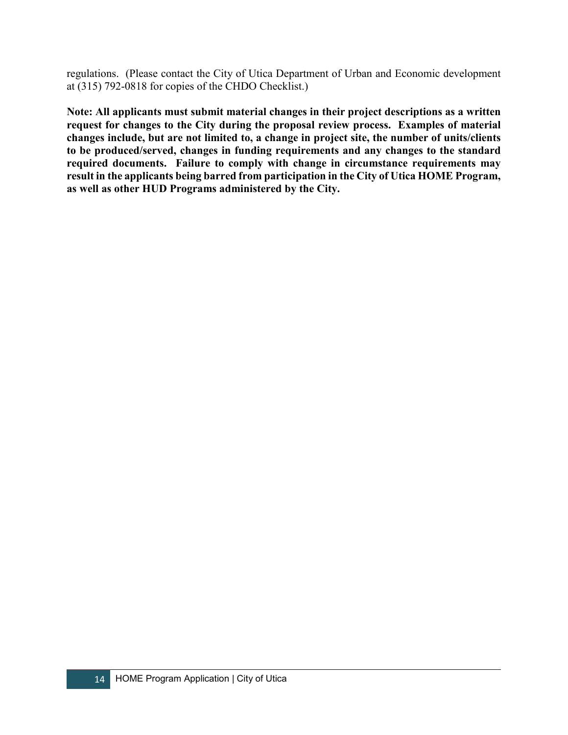regulations. (Please contact the City of Utica Department of Urban and Economic development at (315) 792-0818 for copies of the CHDO Checklist.)

**Note: All applicants must submit material changes in their project descriptions as a written request for changes to the City during the proposal review process. Examples of material changes include, but are not limited to, a change in project site, the number of units/clients to be produced/served, changes in funding requirements and any changes to the standard required documents. Failure to comply with change in circumstance requirements may result in the applicants being barred from participation in the City of Utica HOME Program, as well as other HUD Programs administered by the City.**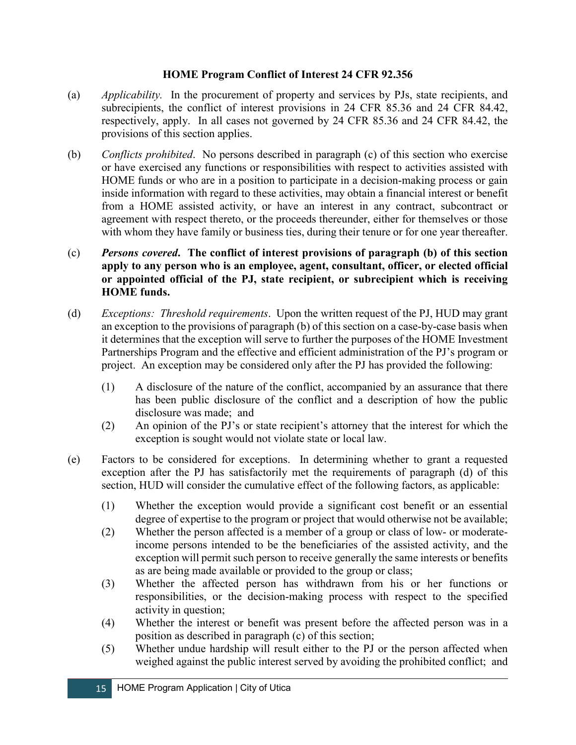**HOME Program Conflict of Interest 24 CFR 92.356**

(a) *Applicability.* In the procurement of property and services by PJs, state recipients, and subrecipients, the conflict of interest provisions in 24 CFR 85.36 and 24 CFR 84.42, respectively, apply. In all cases not governed by 24 CFR 85.36 and 24 CFR 84.42, the provisions of this section applies.

(b) *Conflicts prohibited*. No persons described in paragraph (c) of this section who exercise or have exercised any functions or responsibilities with respect to activities assisted with HOME funds or who are in a position to participate in a decision-making process or gain inside information with regard to these activities, may obtain a financial interest or benefit from a HOME assisted activity, or have an interest in any contract, subcontract or agreement with respect thereto, or the proceeds thereunder, either for themselves or those with whom they have family or business ties, during their tenure or for one year thereafter.

(c) ***Persons covered*. The conflict of interest provisions of paragraph (b) of this section apply to any person who is an employee, agent, consultant, officer, or elected official or appointed official of the PJ, state recipient, or subrecipient which is receiving HOME funds.**

(d) *Exceptions: Threshold requirements*. Upon the written request of the PJ, HUD may grant an exception to the provisions of paragraph (b) of this section on a case-by-case basis when it determines that the exception will serve to further the purposes of the HOME Investment Partnerships Program and the effective and efficient administration of the PJ's program or project. An exception may be considered only after the PJ has provided the following:

  (1) A disclosure of the nature of the conflict, accompanied by an assurance that there has been public disclosure of the conflict and a description of how the public disclosure was made; and
  (2) An opinion of the PJ's or state recipient's attorney that the interest for which the exception is sought would not violate state or local law.

(e) Factors to be considered for exceptions. In determining whether to grant a requested exception after the PJ has satisfactorily met the requirements of paragraph (d) of this section, HUD will consider the cumulative effect of the following factors, as applicable:

  (1) Whether the exception would provide a significant cost benefit or an essential degree of expertise to the program or project that would otherwise not be available;
  (2) Whether the person affected is a member of a group or class of low- or moderate-income persons intended to be the beneficiaries of the assisted activity, and the exception will permit such person to receive generally the same interests or benefits as are being made available or provided to the group or class;
  (3) Whether the affected person has withdrawn from his or her functions or responsibilities, or the decision-making process with respect to the specified activity in question;
  (4) Whether the interest or benefit was present before the affected person was in a position as described in paragraph (c) of this section;
  (5) Whether undue hardship will result either to the PJ or the person affected when weighed against the public interest served by avoiding the prohibited conflict; and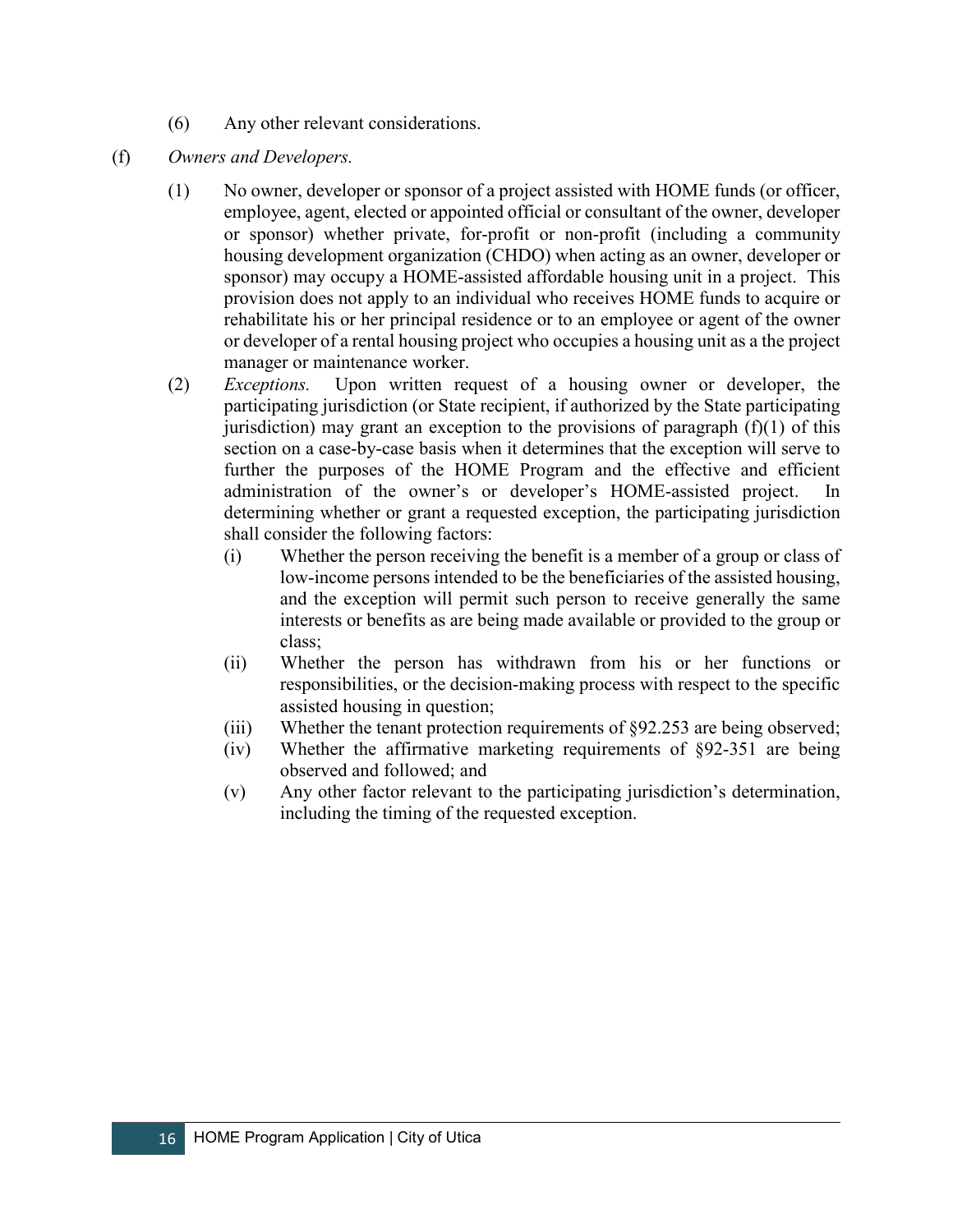(6) Any other relevant considerations.

(f) *Owners and Developers.*

(1) No owner, developer or sponsor of a project assisted with HOME funds (or officer, employee, agent, elected or appointed official or consultant of the owner, developer or sponsor) whether private, for-profit or non-profit (including a community housing development organization (CHDO) when acting as an owner, developer or sponsor) may occupy a HOME-assisted affordable housing unit in a project. This provision does not apply to an individual who receives HOME funds to acquire or rehabilitate his or her principal residence or to an employee or agent of the owner or developer of a rental housing project who occupies a housing unit as a the project manager or maintenance worker.

(2) *Exceptions.* Upon written request of a housing owner or developer, the participating jurisdiction (or State recipient, if authorized by the State participating jurisdiction) may grant an exception to the provisions of paragraph (f)(1) of this section on a case-by-case basis when it determines that the exception will serve to further the purposes of the HOME Program and the effective and efficient administration of the owner's or developer's HOME-assisted project. In determining whether or grant a requested exception, the participating jurisdiction shall consider the following factors:

(i) Whether the person receiving the benefit is a member of a group or class of low-income persons intended to be the beneficiaries of the assisted housing, and the exception will permit such person to receive generally the same interests or benefits as are being made available or provided to the group or class;

(ii) Whether the person has withdrawn from his or her functions or responsibilities, or the decision-making process with respect to the specific assisted housing in question;

(iii) Whether the tenant protection requirements of §92.253 are being observed;

(iv) Whether the affirmative marketing requirements of §92-351 are being observed and followed; and

(v) Any other factor relevant to the participating jurisdiction's determination, including the timing of the requested exception.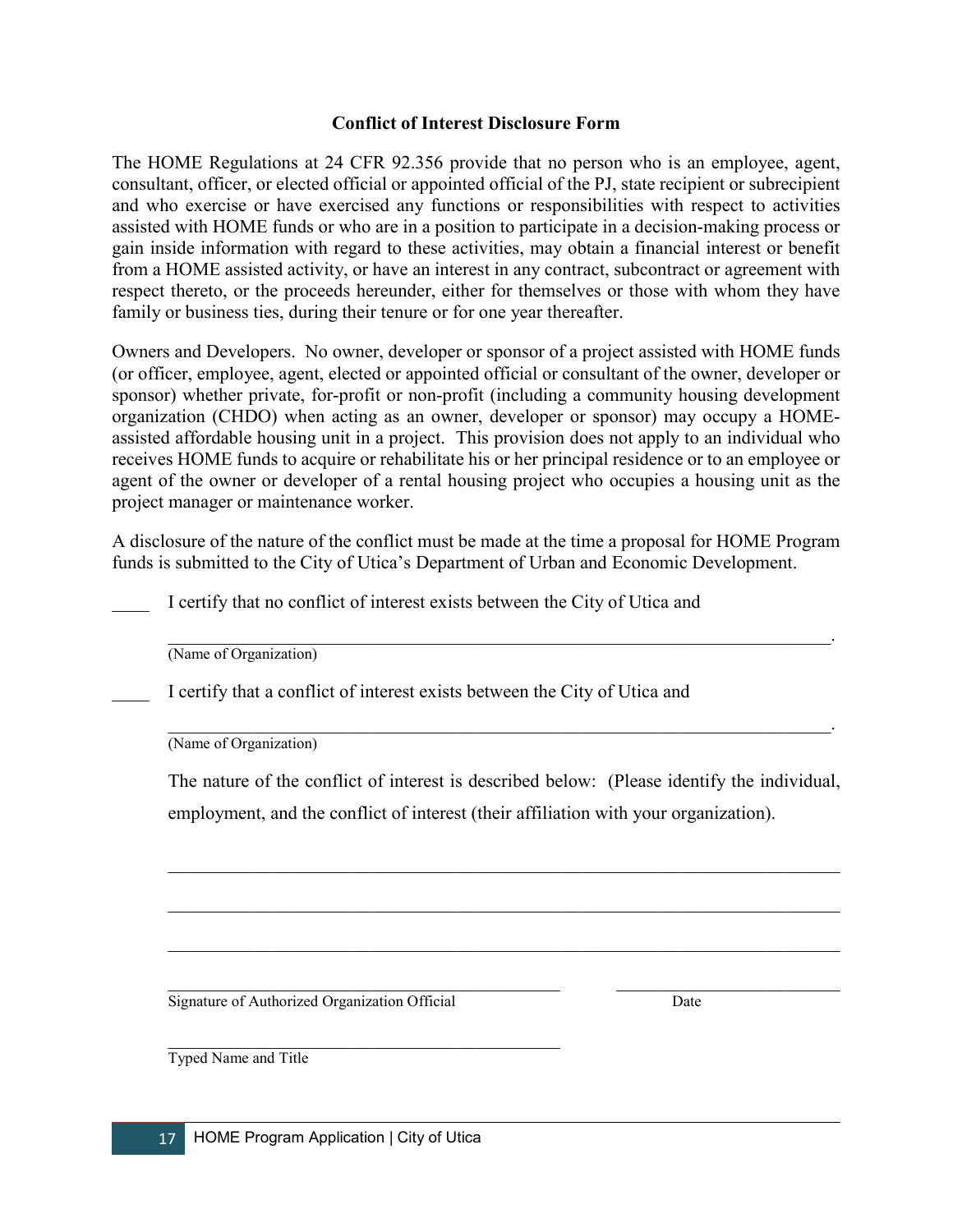**Conflict of Interest Disclosure Form**

The HOME Regulations at 24 CFR 92.356 provide that no person who is an employee, agent, consultant, officer, or elected official or appointed official of the PJ, state recipient or subrecipient and who exercise or have exercised any functions or responsibilities with respect to activities assisted with HOME funds or who are in a position to participate in a decision-making process or gain inside information with regard to these activities, may obtain a financial interest or benefit from a HOME assisted activity, or have an interest in any contract, subcontract or agreement with respect thereto, or the proceeds hereunder, either for themselves or those with whom they have family or business ties, during their tenure or for one year thereafter.

Owners and Developers. No owner, developer or sponsor of a project assisted with HOME funds (or officer, employee, agent, elected or appointed official or consultant of the owner, developer or sponsor) whether private, for-profit or non-profit (including a community housing development organization (CHDO) when acting as an owner, developer or sponsor) may occupy a HOME-assisted affordable housing unit in a project. This provision does not apply to an individual who receives HOME funds to acquire or rehabilitate his or her principal residence or to an employee or agent of the owner or developer of a rental housing project who occupies a housing unit as the project manager or maintenance worker.

A disclosure of the nature of the conflict must be made at the time a proposal for HOME Program funds is submitted to the City of Utica's Department of Urban and Economic Development.

____ I certify that no conflict of interest exists between the City of Utica and

__________________________________________________________________________.
(Name of Organization)

____ I certify that a conflict of interest exists between the City of Utica and

__________________________________________________________________________.
(Name of Organization)

The nature of the conflict of interest is described below: (Please identify the individual, employment, and the conflict of interest (their affiliation with your organization).

__________________________________________________________________________

__________________________________________________________________________

__________________________________________________________________________

____________________________________________ ________________________
Signature of Authorized Organization Official Date

____________________________________________
Typed Name and Title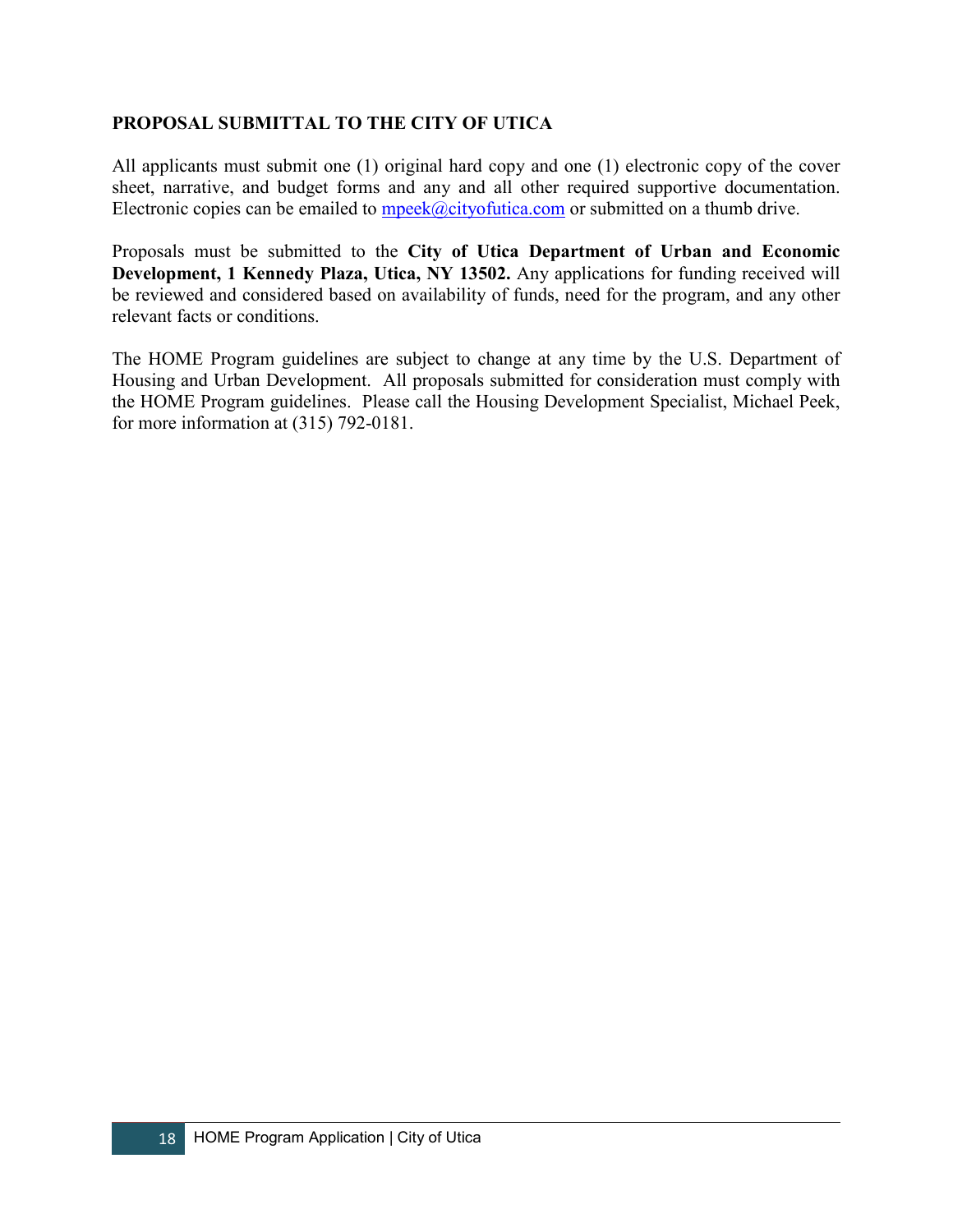**PROPOSAL SUBMITTAL TO THE CITY OF UTICA**

All applicants must submit one (1) original hard copy and one (1) electronic copy of the cover sheet, narrative, and budget forms and any and all other required supportive documentation. Electronic copies can be emailed to mpeek@cityofutica.com or submitted on a thumb drive.

Proposals must be submitted to the **City of Utica Department of Urban and Economic Development, 1 Kennedy Plaza, Utica, NY 13502.** Any applications for funding received will be reviewed and considered based on availability of funds, need for the program, and any other relevant facts or conditions.

The HOME Program guidelines are subject to change at any time by the U.S. Department of Housing and Urban Development. All proposals submitted for consideration must comply with the HOME Program guidelines. Please call the Housing Development Specialist, Michael Peek, for more information at (315) 792-0181.